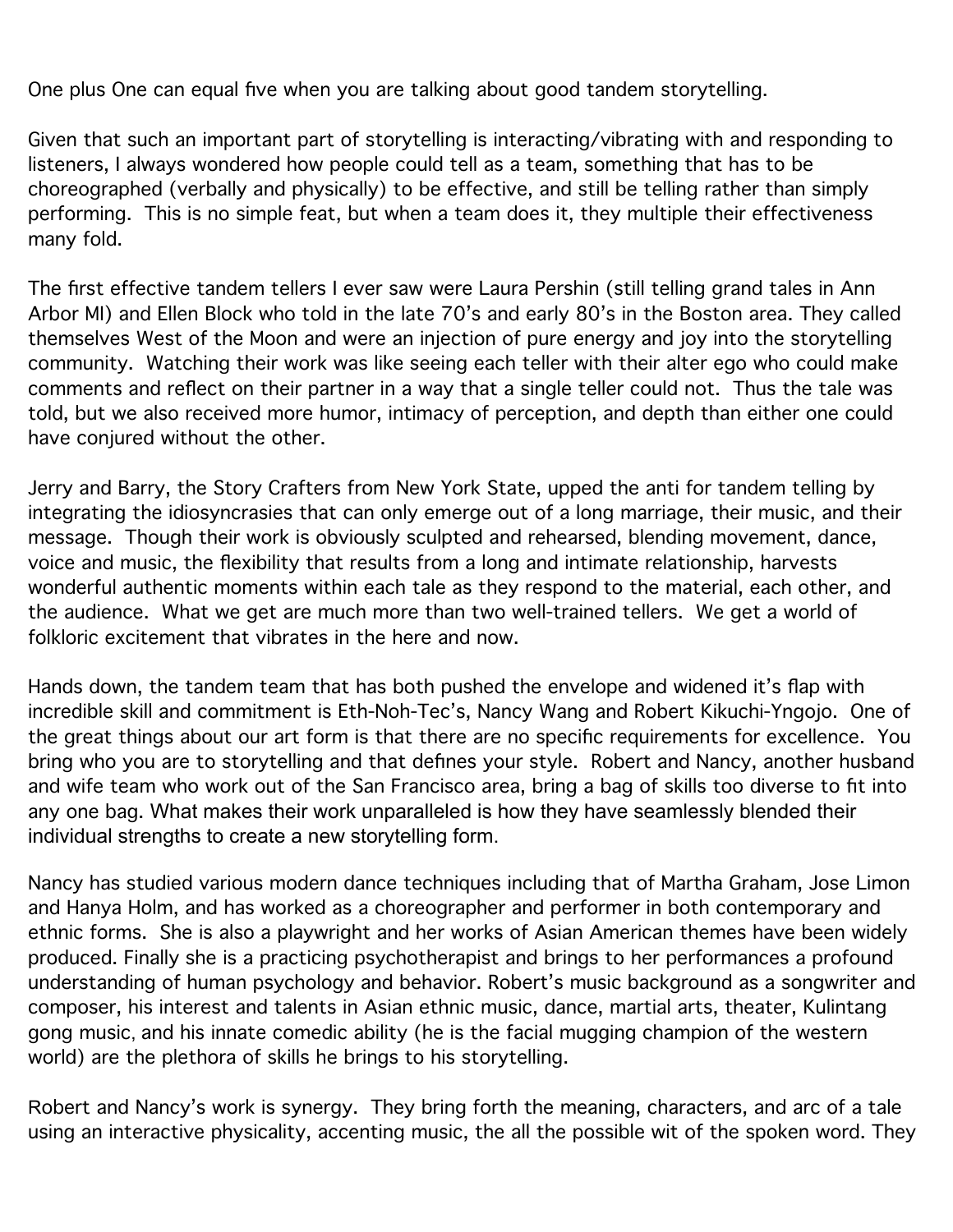One plus One can equal five when you are talking about good tandem storytelling.

Given that such an important part of storytelling is interacting/vibrating with and responding to listeners, I always wondered how people could tell as a team, something that has to be choreographed (verbally and physically) to be effective, and still be telling rather than simply performing. This is no simple feat, but when a team does it, they multiple their effectiveness many fold.

The first effective tandem tellers I ever saw were Laura Pershin (still telling grand tales in Ann Arbor MI) and Ellen Block who told in the late 70's and early 80's in the Boston area. They called themselves West of the Moon and were an injection of pure energy and joy into the storytelling community. Watching their work was like seeing each teller with their alter ego who could make comments and reflect on their partner in a way that a single teller could not. Thus the tale was told, but we also received more humor, intimacy of perception, and depth than either one could have conjured without the other.

Jerry and Barry, the Story Crafters from New York State, upped the anti for tandem telling by integrating the idiosyncrasies that can only emerge out of a long marriage, their music, and their message. Though their work is obviously sculpted and rehearsed, blending movement, dance, voice and music, the flexibility that results from a long and intimate relationship, harvests wonderful authentic moments within each tale as they respond to the material, each other, and the audience. What we get are much more than two well-trained tellers. We get a world of folkloric excitement that vibrates in the here and now.

Hands down, the tandem team that has both pushed the envelope and widened it's flap with incredible skill and commitment is Eth-Noh-Tec's, Nancy Wang and Robert Kikuchi-Yngojo. One of the great things about our art form is that there are no specific requirements for excellence. You bring who you are to storytelling and that defines your style. Robert and Nancy, another husband and wife team who work out of the San Francisco area, bring a bag of skills too diverse to fit into any one bag. What makes their work unparalleled is how they have seamlessly blended their individual strengths to create a new storytelling form.

Nancy has studied various modern dance techniques including that of Martha Graham, Jose Limon and Hanya Holm, and has worked as a choreographer and performer in both contemporary and ethnic forms. She is also a playwright and her works of Asian American themes have been widely produced. Finally she is a practicing psychotherapist and brings to her performances a profound understanding of human psychology and behavior. Robert's music background as a songwriter and composer, his interest and talents in Asian ethnic music, dance, martial arts, theater, Kulintang gong music, and his innate comedic ability (he is the facial mugging champion of the western world) are the plethora of skills he brings to his storytelling.

Robert and Nancy's work is synergy. They bring forth the meaning, characters, and arc of a tale using an interactive physicality, accenting music, the all the possible wit of the spoken word. They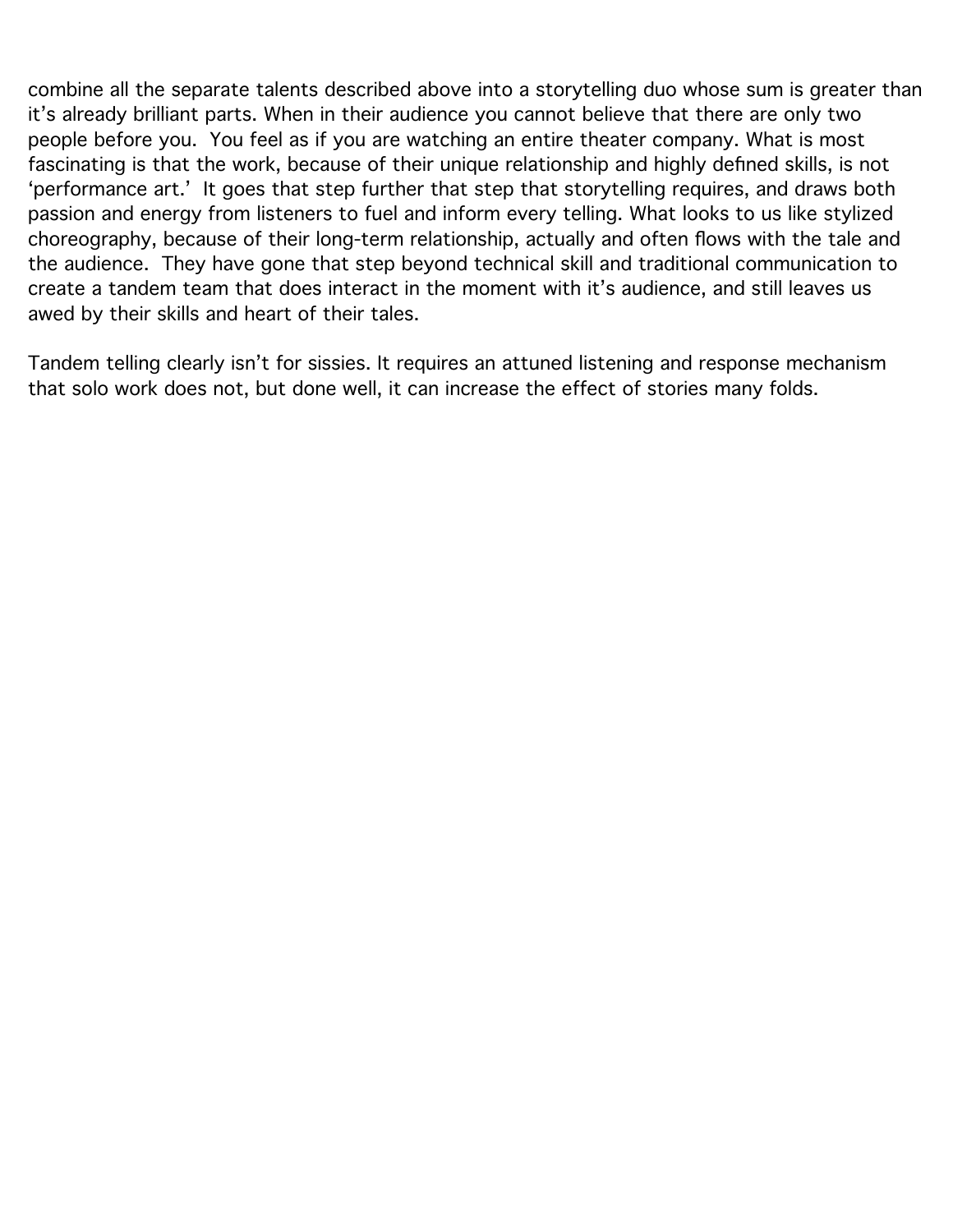combine all the separate talents described above into a storytelling duo whose sum is greater than it's already brilliant parts. When in their audience you cannot believe that there are only two people before you. You feel as if you are watching an entire theater company. What is most fascinating is that the work, because of their unique relationship and highly defined skills, is not 'performance art.' It goes that step further that step that storytelling requires, and draws both passion and energy from listeners to fuel and inform every telling. What looks to us like stylized choreography, because of their long-term relationship, actually and often flows with the tale and the audience. They have gone that step beyond technical skill and traditional communication to create a tandem team that does interact in the moment with it's audience, and still leaves us awed by their skills and heart of their tales.

Tandem telling clearly isn't for sissies. It requires an attuned listening and response mechanism that solo work does not, but done well, it can increase the effect of stories many folds.